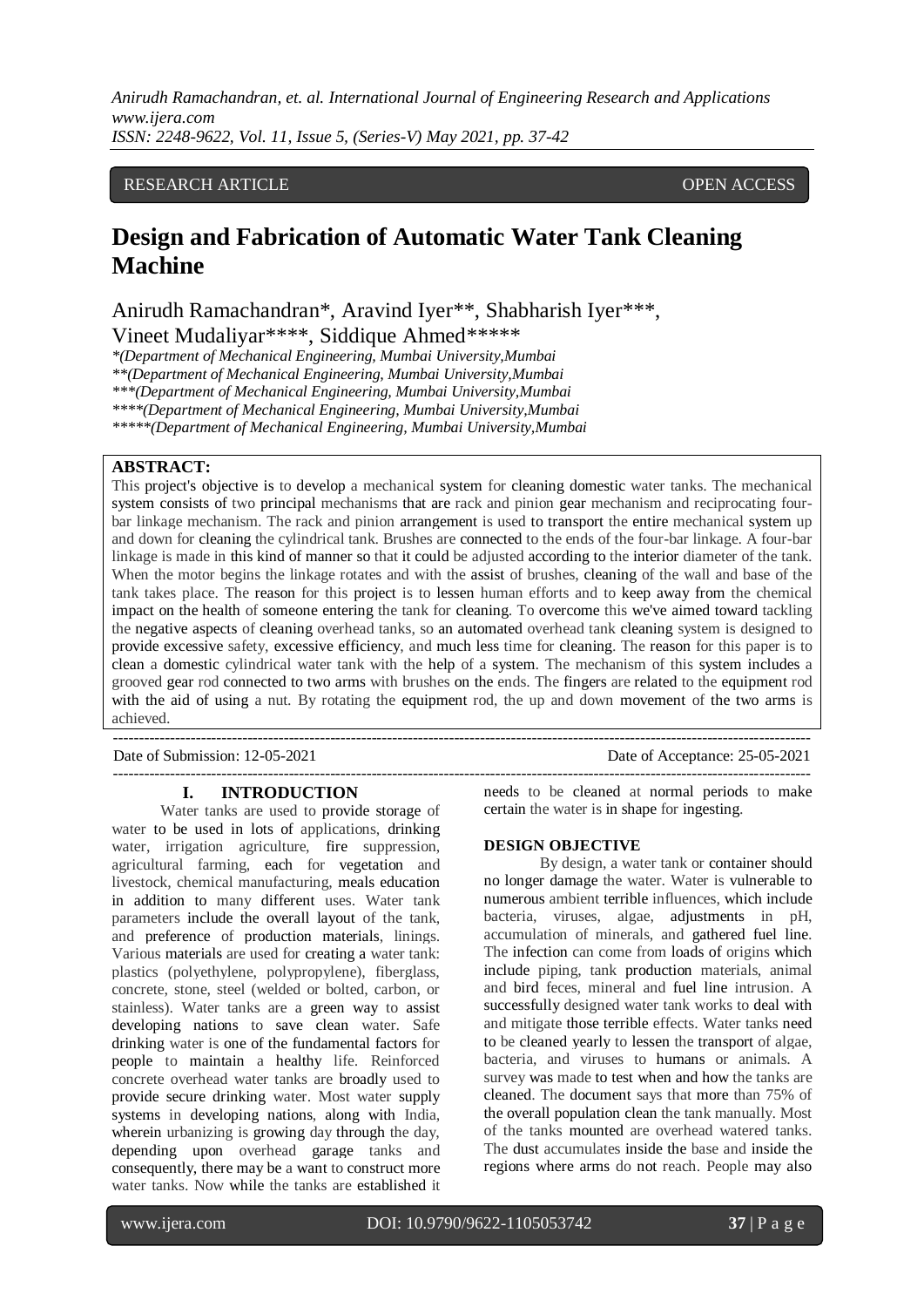RESEARCH ARTICLE OPEN ACCESS

# Design and Fabrication of Automatic Water Tank Cleaning Machine

Anirudh Ramachandran*, Aravind Iyer**, Shabharish Iyer***, Vineet Mudaliyar****, Siddique Ahmed*****

*(Department of Mechanical Engineering, Mumbai University,Mumbai
**(Department of Mechanical Engineering, Mumbai University,Mumbai
***(Department of Mechanical Engineering, Mumbai University,Mumbai
****(Department of Mechanical Engineering, Mumbai University,Mumbai
*****(Department of Mechanical Engineering, Mumbai University,Mumbai

**ABSTRACT:**

This project's objective is to develop a mechanical system for cleaning domestic water tanks. The mechanical system consists of two principal mechanisms that are rack and pinion gear mechanism and reciprocating four-bar linkage mechanism. The rack and pinion arrangement is used to transport the entire mechanical system up and down for cleaning the cylindrical tank. Brushes are connected to the ends of the four-bar linkage. A four-bar linkage is made in this kind of manner so that it could be adjusted according to the interior diameter of the tank. When the motor begins the linkage rotates and with the assist of brushes, cleaning of the wall and base of the tank takes place. The reason for this project is to lessen human efforts and to keep away from the chemical impact on the health of someone entering the tank for cleaning. To overcome this we've aimed toward tackling the negative aspects of cleaning overhead tanks, so an automated overhead tank cleaning system is designed to provide excessive safety, excessive efficiency, and much less time for cleaning. The reason for this paper is to clean a domestic cylindrical water tank with the help of a system. The mechanism of this system includes a grooved gear rod connected to two arms with brushes on the ends. The fingers are related to the equipment rod with the aid of using a nut. By rotating the equipment rod, the up and down movement of the two arms is achieved.

---

Date of Submission: 12-05-2021 Date of Acceptance: 25-05-2021

---

## I. INTRODUCTION

Water tanks are used to provide storage of water to be used in lots of applications, drinking water, irrigation agriculture, fire suppression, agricultural farming, each for vegetation and livestock, chemical manufacturing, meals education in addition to many different uses. Water tank parameters include the overall layout of the tank, and preference of production materials, linings. Various materials are used for creating a water tank: plastics (polyethylene, polypropylene), fiberglass, concrete, stone, steel (welded or bolted, carbon, or stainless). Water tanks are a green way to assist developing nations to save clean water. Safe drinking water is one of the fundamental factors for people to maintain a healthy life. Reinforced concrete overhead water tanks are broadly used to provide secure drinking water. Most water supply systems in developing nations, along with India, wherein urbanizing is growing day through the day, depending upon overhead garage tanks and consequently, there may be a want to construct more water tanks. Now while the tanks are established it needs to be cleaned at normal periods to make certain the water is in shape for ingesting.

### DESIGN OBJECTIVE

By design, a water tank or container should no longer damage the water. Water is vulnerable to numerous ambient terrible influences, which include bacteria, viruses, algae, adjustments in pH, accumulation of minerals, and gathered fuel line. The infection can come from loads of origins which include piping, tank production materials, animal and bird feces, mineral and fuel line intrusion. A successfully designed water tank works to deal with and mitigate those terrible effects. Water tanks need to be cleaned yearly to lessen the transport of algae, bacteria, and viruses to humans or animals. A survey was made to test when and how the tanks are cleaned. The document says that more than 75% of the overall population clean the tank manually. Most of the tanks mounted are overhead watered tanks. The dust accumulates inside the base and inside the regions where arms do not reach. People may also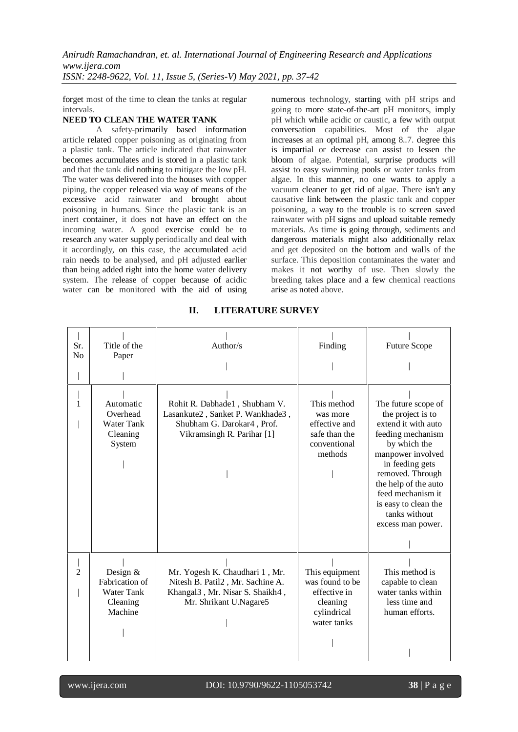forget most of the time to clean the tanks at regular intervals.

**NEED TO CLEAN THE WATER TANK**

A safety-primarily based information article related copper poisoning as originating from a plastic tank. The article indicated that rainwater becomes accumulates and is stored in a plastic tank and that the tank did nothing to mitigate the low pH. The water was delivered into the houses with copper piping, the copper released via way of means of the excessive acid rainwater and brought about poisoning in humans. Since the plastic tank is an inert container, it does not have an effect on the incoming water. A good exercise could be to research any water supply periodically and deal with it accordingly, on this case, the accumulated acid rain needs to be analysed, and pH adjusted earlier than being added right into the home water delivery system. The release of copper because of acidic water can be monitored with the aid of using numerous technology, starting with pH strips and going to more state-of-the-art pH monitors, imply pH which while acidic or caustic, a few with output conversation capabilities. Most of the algae increases at an optimal pH, among 8..7. degree this is impartial or decrease can assist to lessen the bloom of algae. Potential, surprise products will assist to easy swimming pools or water tanks from algae. In this manner, no one wants to apply a vacuum cleaner to get rid of algae. There isn't any causative link between the plastic tank and copper poisoning, a way to the trouble is to screen saved rainwater with pH signs and upload suitable remedy materials. As time is going through, sediments and dangerous materials might also additionally relax and get deposited on the bottom and walls of the surface. This deposition contaminates the water and makes it not worthy of use. Then slowly the breeding takes place and a few chemical reactions arise as noted above.

## II. LITERATURE SURVEY

| Sr. No | Title of the Paper | Author/s | Finding | Future Scope |
|---|---|---|---|---|
| 1 | Automatic Overhead Water Tank Cleaning System | Rohit R. Dabhade1 , Shubham V. Lasankute2 , Sanket P. Wankhade3 , Shubham G. Darokar4 , Prof. Vikramsingh R. Parihar [1] | This method was more effective and safe than the conventional methods | The future scope of the project is to extend it with auto feeding mechanism by which the manpower involved in feeding gets removed. Through the help of the auto feed mechanism it is easy to clean the tanks without excess man power. |
| 2 | Design & Fabrication of Water Tank Cleaning Machine | Mr. Yogesh K. Chaudhari 1 , Mr. Nitesh B. Patil2 , Mr. Sachine A. Khangal3 , Mr. Nisar S. Shaikh4 , Mr. Shrikant U.Nagare5 | This equipment was found to be effective in cleaning cylindrical water tanks | This method is capable to clean water tanks within less time and human efforts. |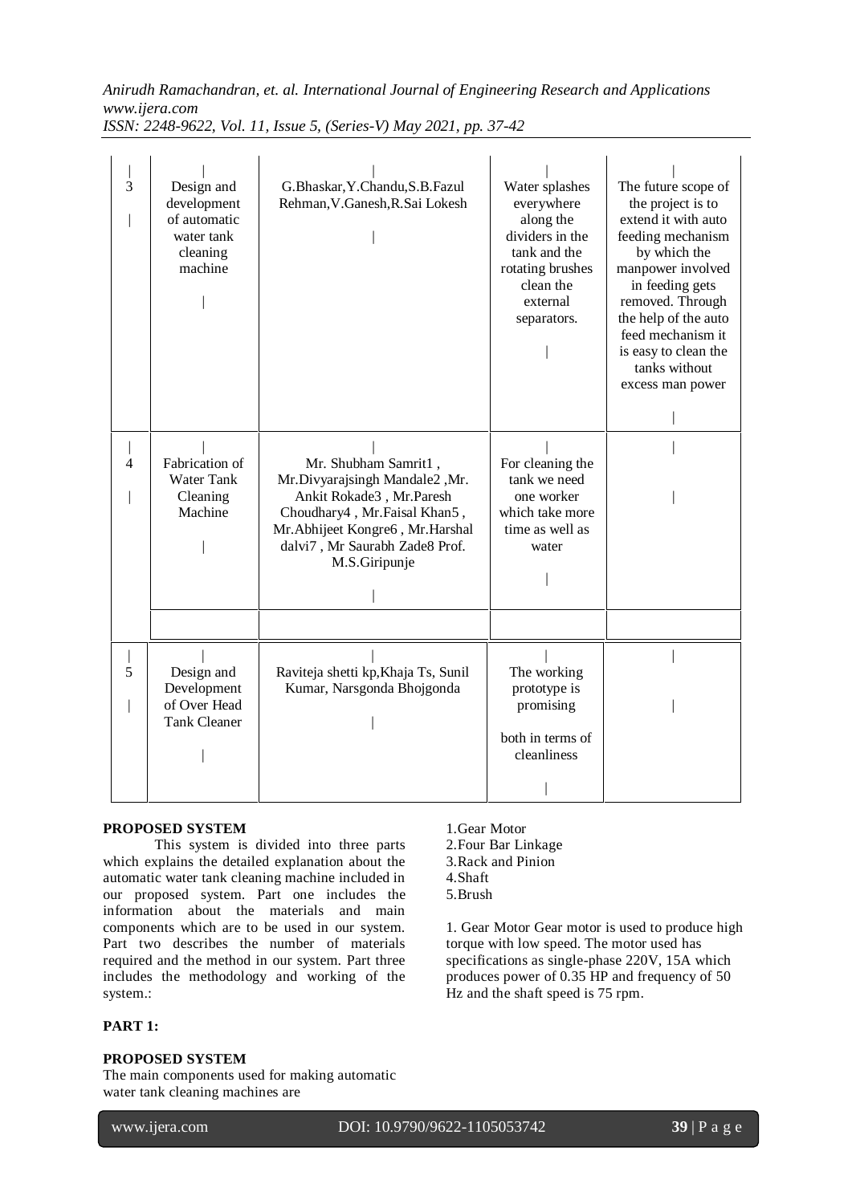| 3 | Design and development of automatic water tank cleaning machine | G.Bhaskar,Y.Chandu,S.B.Fazul Rehman,V.Ganesh,R.Sai Lokesh | Water splashes everywhere along the dividers in the tank and the rotating brushes clean the external separators. | The future scope of the project is to extend it with auto feeding mechanism by which the manpower involved in feeding gets removed. Through the help of the auto feed mechanism it is easy to clean the tanks without excess man power |
|---|---|---|---|---|
| 4 | Fabrication of Water Tank Cleaning Machine | Mr. Shubham Samrit1 , Mr.Divyarajsingh Mandale2 ,Mr. Ankit Rokade3 , Mr.Paresh Choudhary4 , Mr.Faisal Khan5 , Mr.Abhijeet Kongre6 , Mr.Harshal dalvi7 , Mr Saurabh Zade8 Prof. M.S.Giripunje | For cleaning the tank we need one worker which take more time as well as water | |
| 5 | Design and Development of Over Head Tank Cleaner | Raviteja shetti kp,Khaja Ts, Sunil Kumar, Narsgonda Bhojgonda | The working prototype is promising both in terms of cleanliness | |

**PROPOSED SYSTEM**

This system is divided into three parts which explains the detailed explanation about the automatic water tank cleaning machine included in our proposed system. Part one includes the information about the materials and main components which are to be used in our system. Part two describes the number of materials required and the method in our system. Part three includes the methodology and working of the system.:

**PART 1:**

**PROPOSED SYSTEM**

The main components used for making automatic water tank cleaning machines are

1.Gear Motor
2.Four Bar Linkage
3.Rack and Pinion
4.Shaft
5.Brush

1. Gear Motor Gear motor is used to produce high torque with low speed. The motor used has specifications as single-phase 220V, 15A which produces power of 0.35 HP and frequency of 50 Hz and the shaft speed is 75 rpm.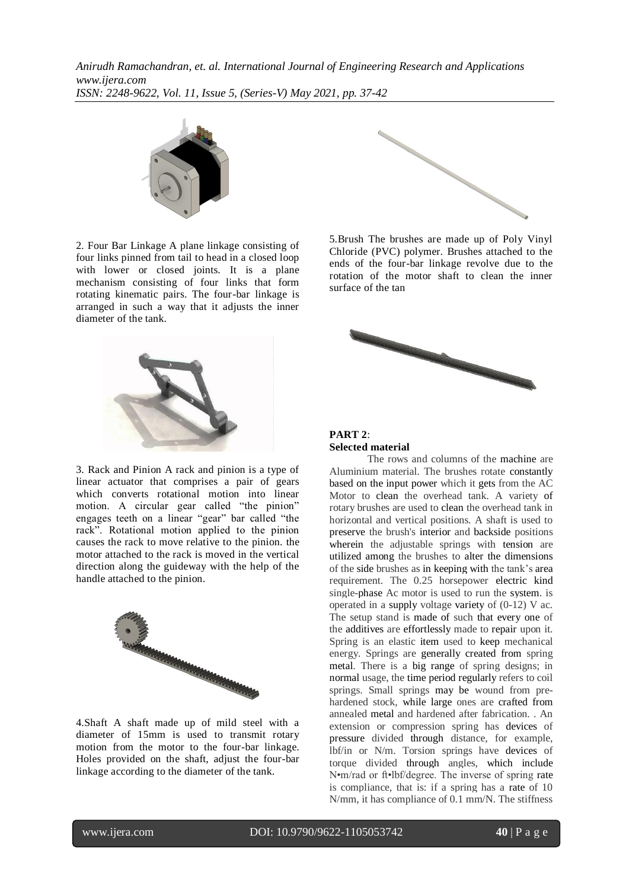2. Four Bar Linkage A plane linkage consisting of four links pinned from tail to head in a closed loop with lower or closed joints. It is a plane mechanism consisting of four links that form rotating kinematic pairs. The four-bar linkage is arranged in such a way that it adjusts the inner diameter of the tank.

3. Rack and Pinion A rack and pinion is a type of linear actuator that comprises a pair of gears which converts rotational motion into linear motion. A circular gear called "the pinion" engages teeth on a linear "gear" bar called "the rack". Rotational motion applied to the pinion causes the rack to move relative to the pinion. the motor attached to the rack is moved in the vertical direction along the guideway with the help of the handle attached to the pinion.

4.Shaft A shaft made up of mild steel with a diameter of 15mm is used to transmit rotary motion from the motor to the four-bar linkage. Holes provided on the shaft, adjust the four-bar linkage according to the diameter of the tank.

5.Brush The brushes are made up of Poly Vinyl Chloride (PVC) polymer. Brushes attached to the ends of the four-bar linkage revolve due to the rotation of the motor shaft to clean the inner surface of the tan

**PART 2**:
**Selected material**

The rows and columns of the machine are Aluminium material. The brushes rotate constantly based on the input power which it gets from the AC Motor to clean the overhead tank. A variety of rotary brushes are used to clean the overhead tank in horizontal and vertical positions. A shaft is used to preserve the brush's interior and backside positions wherein the adjustable springs with tension are utilized among the brushes to alter the dimensions of the side brushes as in keeping with the tank's area requirement. The 0.25 horsepower electric kind single-phase Ac motor is used to run the system. is operated in a supply voltage variety of (0-12) V ac. The setup stand is made of such that every one of the additives are effortlessly made to repair upon it. Spring is an elastic item used to keep mechanical energy. Springs are generally created from spring metal. There is a big range of spring designs; in normal usage, the time period regularly refers to coil springs. Small springs may be wound from pre-hardened stock, while large ones are crafted from annealed metal and hardened after fabrication. . An extension or compression spring has devices of pressure divided through distance, for example, lbf/in or N/m. Torsion springs have devices of torque divided through angles, which include N•m/rad or ft•lbf/degree. The inverse of spring rate is compliance, that is: if a spring has a rate of 10 N/mm, it has compliance of 0.1 mm/N. The stiffness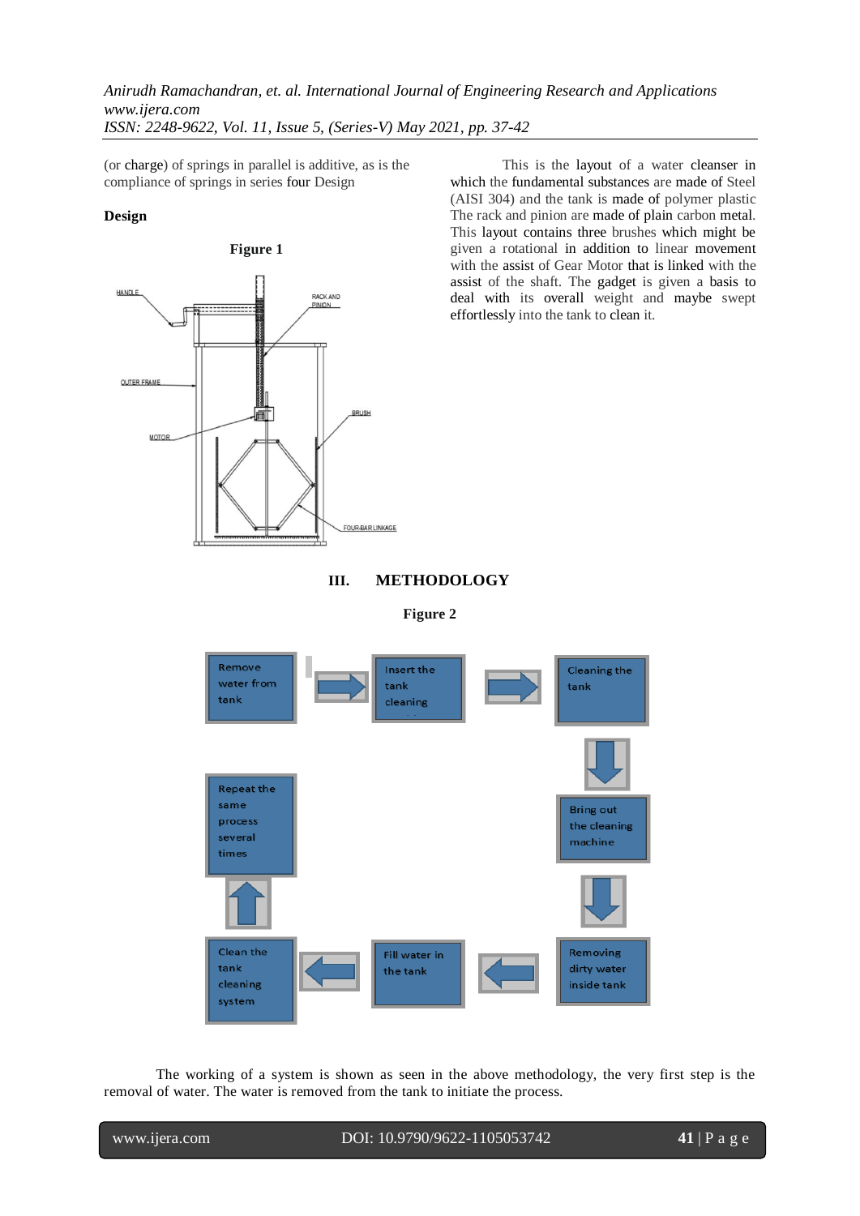(or charge) of springs in parallel is additive, as is the compliance of springs in series four Design

**Design**

**Figure 1**

This is the layout of a water cleanser in which the fundamental substances are made of Steel (AISI 304) and the tank is made of polymer plastic The rack and pinion are made of plain carbon metal. This layout contains three brushes which might be given a rotational in addition to linear movement with the assist of Gear Motor that is linked with the assist of the shaft. The gadget is given a basis to deal with its overall weight and maybe swept effortlessly into the tank to clean it.

## III. METHODOLOGY

**Figure 2**

The working of a system is shown as seen in the above methodology, the very first step is the removal of water. The water is removed from the tank to initiate the process.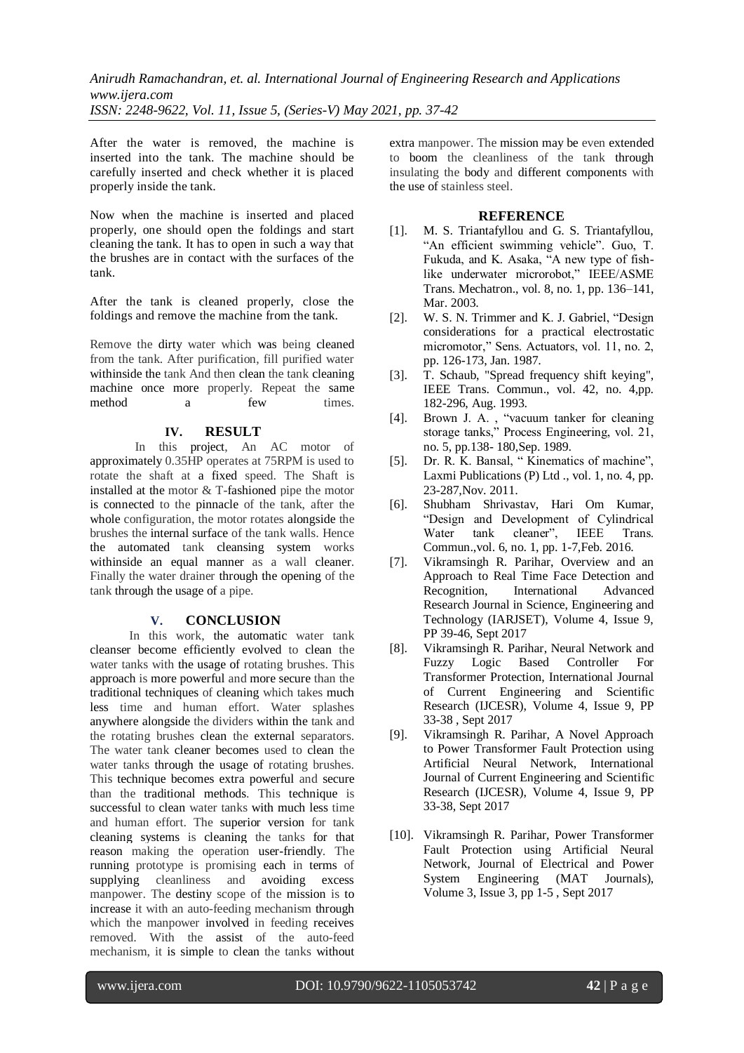After the water is removed, the machine is inserted into the tank. The machine should be carefully inserted and check whether it is placed properly inside the tank.

Now when the machine is inserted and placed properly, one should open the foldings and start cleaning the tank. It has to open in such a way that the brushes are in contact with the surfaces of the tank.

After the tank is cleaned properly, close the foldings and remove the machine from the tank.

Remove the dirty water which was being cleaned from the tank. After purification, fill purified water withinside the tank And then clean the tank cleaning machine once more properly. Repeat the same method a few times.

## IV. RESULT

In this project, An AC motor of approximately 0.35HP operates at 75RPM is used to rotate the shaft at a fixed speed. The Shaft is installed at the motor & T-fashioned pipe the motor is connected to the pinnacle of the tank, after the whole configuration, the motor rotates alongside the brushes the internal surface of the tank walls. Hence the automated tank cleansing system works withinside an equal manner as a wall cleaner. Finally the water drainer through the opening of the tank through the usage of a pipe.

## V. CONCLUSION

In this work, the automatic water tank cleanser become efficiently evolved to clean the water tanks with the usage of rotating brushes. This approach is more powerful and more secure than the traditional techniques of cleaning which takes much less time and human effort. Water splashes anywhere alongside the dividers within the tank and the rotating brushes clean the external separators. The water tank cleaner becomes used to clean the water tanks through the usage of rotating brushes. This technique becomes extra powerful and secure than the traditional methods. This technique is successful to clean water tanks with much less time and human effort. The superior version for tank cleaning systems is cleaning the tanks for that reason making the operation user-friendly. The running prototype is promising each in terms of supplying cleanliness and avoiding excess manpower. The destiny scope of the mission is to increase it with an auto-feeding mechanism through which the manpower involved in feeding receives removed. With the assist of the auto-feed mechanism, it is simple to clean the tanks without extra manpower. The mission may be even extended to boom the cleanliness of the tank through insulating the body and different components with the use of stainless steel.

## REFERENCE

[1]. M. S. Triantafyllou and G. S. Triantafyllou, "An efficient swimming vehicle". Guo, T. Fukuda, and K. Asaka, "A new type of fish-like underwater microrobot," IEEE/ASME Trans. Mechatron., vol. 8, no. 1, pp. 136–141, Mar. 2003.

[2]. W. S. N. Trimmer and K. J. Gabriel, "Design considerations for a practical electrostatic micromotor," Sens. Actuators, vol. 11, no. 2, pp. 126-173, Jan. 1987.

[3]. T. Schaub, "Spread frequency shift keying", IEEE Trans. Commun., vol. 42, no. 4,pp. 182-296, Aug. 1993.

[4]. Brown J. A. , "vacuum tanker for cleaning storage tanks," Process Engineering, vol. 21, no. 5, pp.138- 180,Sep. 1989.

[5]. Dr. R. K. Bansal, " Kinematics of machine", Laxmi Publications (P) Ltd ., vol. 1, no. 4, pp. 23-287,Nov. 2011.

[6]. Shubham Shrivastav, Hari Om Kumar, "Design and Development of Cylindrical Water tank cleaner", IEEE Trans. Commun.,vol. 6, no. 1, pp. 1-7,Feb. 2016.

[7]. Vikramsingh R. Parihar, Overview and an Approach to Real Time Face Detection and Recognition, International Advanced Research Journal in Science, Engineering and Technology (IARJSET), Volume 4, Issue 9, PP 39-46, Sept 2017

[8]. Vikramsingh R. Parihar, Neural Network and Fuzzy Logic Based Controller For Transformer Protection, International Journal of Current Engineering and Scientific Research (IJCESR), Volume 4, Issue 9, PP 33-38 , Sept 2017

[9]. Vikramsingh R. Parihar, A Novel Approach to Power Transformer Fault Protection using Artificial Neural Network, International Journal of Current Engineering and Scientific Research (IJCESR), Volume 4, Issue 9, PP 33-38, Sept 2017

[10]. Vikramsingh R. Parihar, Power Transformer Fault Protection using Artificial Neural Network, Journal of Electrical and Power System Engineering (MAT Journals), Volume 3, Issue 3, pp 1-5 , Sept 2017